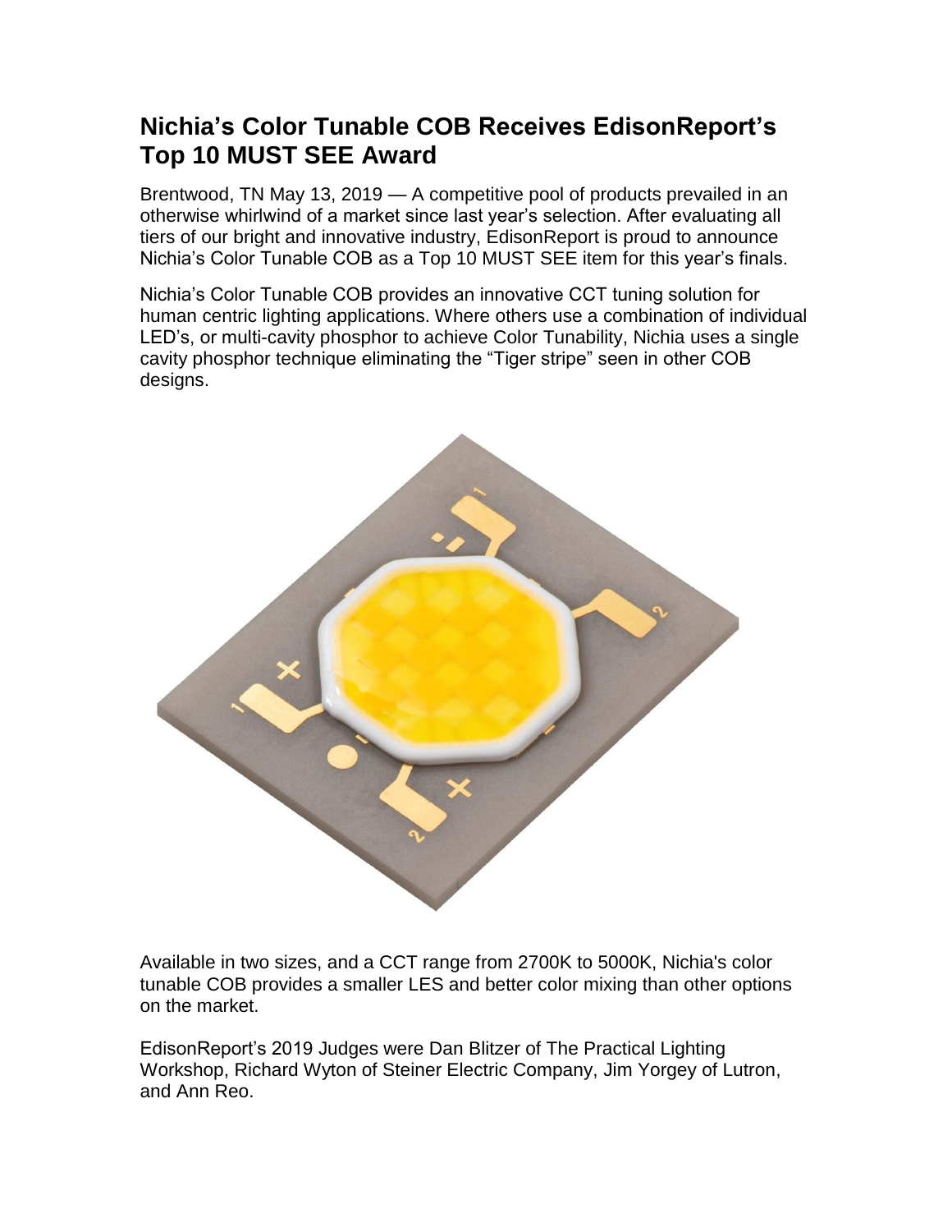# Nichia's Color Tunable COB Receives EdisonReport's Top 10 MUST SEE Award

Brentwood, TN May 13, 2019 — A competitive pool of products prevailed in an otherwise whirlwind of a market since last year's selection. After evaluating all tiers of our bright and innovative industry, EdisonReport is proud to announce Nichia's Color Tunable COB as a Top 10 MUST SEE item for this year's finals.

Nichia's Color Tunable COB provides an innovative CCT tuning solution for human centric lighting applications. Where others use a combination of individual LED's, or multi-cavity phosphor to achieve Color Tunability, Nichia uses a single cavity phosphor technique eliminating the "Tiger stripe" seen in other COB designs.

Available in two sizes, and a CCT range from 2700K to 5000K, Nichia's color tunable COB provides a smaller LES and better color mixing than other options on the market.

EdisonReport's 2019 Judges were Dan Blitzer of The Practical Lighting Workshop, Richard Wyton of Steiner Electric Company, Jim Yorgey of Lutron, and Ann Reo.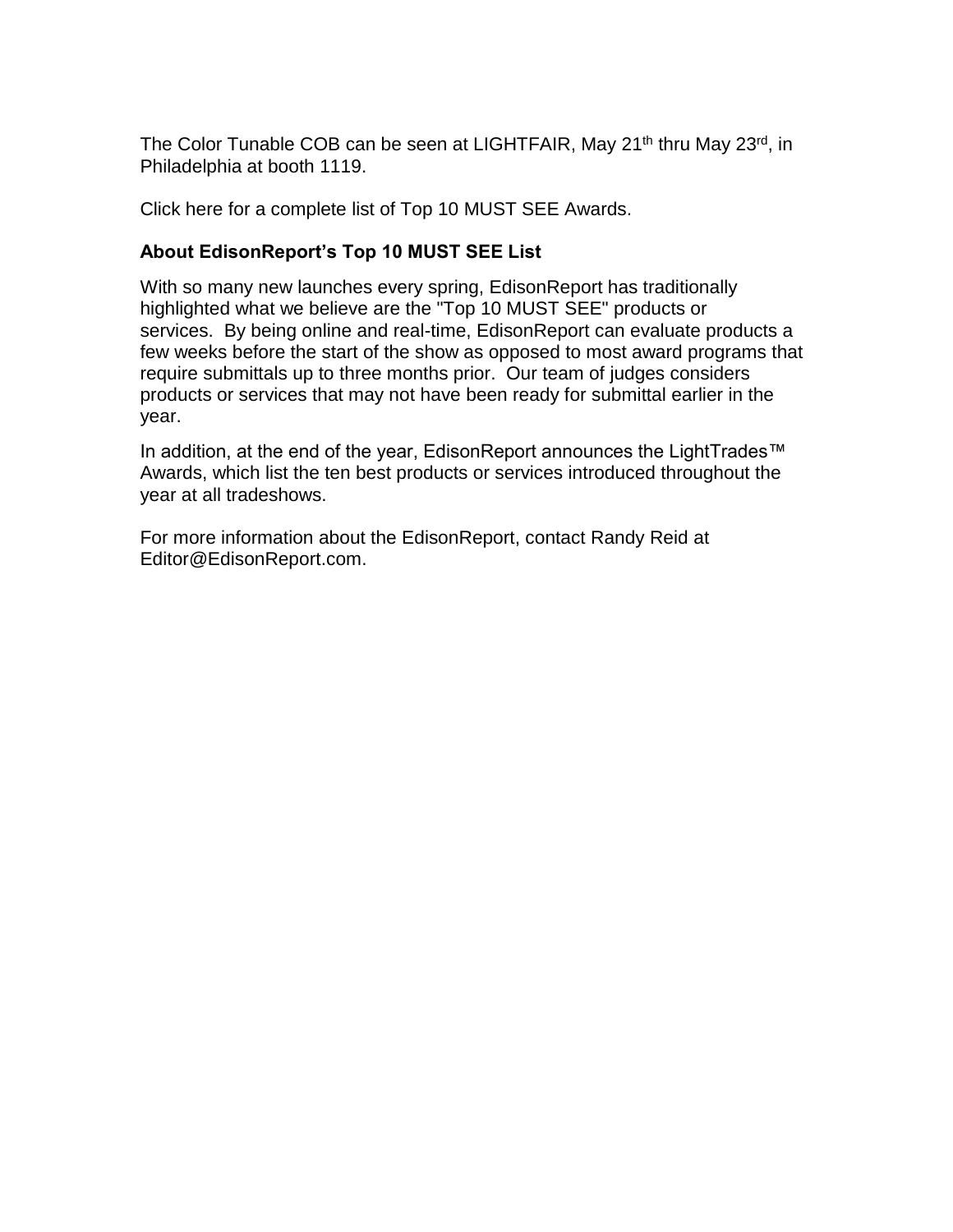The Color Tunable COB can be seen at LIGHTFAIR, May 21$^{th}$ thru May 23$^{rd}$, in Philadelphia at booth 1119.

Click here for a complete list of Top 10 MUST SEE Awards.

### About EdisonReport's Top 10 MUST SEE List

With so many new launches every spring, EdisonReport has traditionally highlighted what we believe are the "Top 10 MUST SEE" products or services. By being online and real-time, EdisonReport can evaluate products a few weeks before the start of the show as opposed to most award programs that require submittals up to three months prior. Our team of judges considers products or services that may not have been ready for submittal earlier in the year.

In addition, at the end of the year, EdisonReport announces the LightTrades™ Awards, which list the ten best products or services introduced throughout the year at all tradeshows.

For more information about the EdisonReport, contact Randy Reid at Editor@EdisonReport.com.